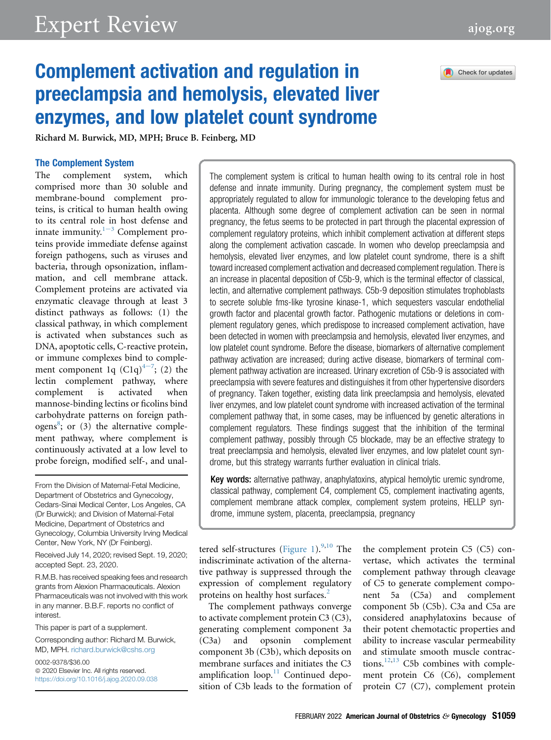# Complement activation and regulation in preeclampsia and hemolysis, elevated liver enzymes, and low platelet count syndrome

Richard M. Burwick, MD, MPH; Bruce B. Feinberg, MD

The complement system is critical to human health owing to its central role in host defense and innate immunity. During pregnancy, the complement system must be appropriately regulated to allow for immunologic tolerance to the developing fetus and placenta. Although some degree of complement activation can be seen in normal pregnancy, the fetus seems to be protected in part through the placental expression of complement regulatory proteins, which inhibit complement activation at different steps along the complement activation cascade. In women who develop preeclampsia and hemolysis, elevated liver enzymes, and low platelet count syndrome, there is a shift toward increased complement activation and decreased complement regulation. There is an increase in placental deposition of C5b-9, which is the terminal effector of classical, lectin, and alternative complement pathways. C5b-9 deposition stimulates trophoblasts to secrete soluble fms-like tyrosine kinase-1, which sequesters vascular endothelial growth factor and placental growth factor. Pathogenic mutations or deletions in complement regulatory genes, which predispose to increased complement activation, have been detected in women with preeclampsia and hemolysis, elevated liver enzymes, and low platelet count syndrome. Before the disease, biomarkers of alternative complement pathway activation are increased; during active disease, biomarkers of terminal complement pathway activation are increased. Urinary excretion of C5b-9 is associated with preeclampsia with severe features and distinguishes it from other hypertensive disorders of pregnancy. Taken together, existing data link preeclampsia and hemolysis, elevated liver enzymes, and low platelet count syndrome with increased activation of the terminal complement pathway that, in some cases, may be influenced by genetic alterations in complement regulators. These findings suggest that the inhibition of the terminal complement pathway, possibly through C5 blockade, may be an effective strategy to treat preeclampsia and hemolysis, elevated liver enzymes, and low platelet count syndrome, but this strategy warrants further evaluation in clinical trials.

**Key words:** alternative pathway, anaphylatoxins, atypical hemolytic uremic syndrome, classical pathway, complement C4, complement C5, complement inactivating agents, complement membrane attack complex, complement system proteins, HELLP syndrome, immune system, placenta, preeclampsia, pregnancy

## The Complement System

The complement system, which comprised more than 30 soluble and membrane-bound complement proteins, is critical to human health owing to its central role in host defense and innate immunity.[1–3] Complement proteins provide immediate defense against foreign pathogens, such as viruses and bacteria, through opsonization, inflammation, and cell membrane attack. Complement proteins are activated via enzymatic cleavage through at least 3 distinct pathways as follows: (1) the classical pathway, in which complement is activated when substances such as DNA, apoptotic cells, C-reactive protein, or immune complexes bind to complement component 1q (C1q)[4–7]; (2) the lectin complement pathway, where complement is activated when mannose-binding lectins or ficolins bind carbohydrate patterns on foreign pathogens[8]; or (3) the alternative complement pathway, where complement is continuously activated at a low level to probe foreign, modified self-, and unaltered self-structures (Figure 1).[9,10] The indiscriminate activation of the alternative pathway is suppressed through the expression of complement regulatory proteins on healthy host surfaces.[2]

The complement pathways converge to activate complement protein C3 (C3), generating complement component 3a (C3a) and opsonin complement component 3b (C3b), which deposits on membrane surfaces and initiates the C3 amplification loop.[11] Continued deposition of C3b leads to the formation of the complement protein C5 (C5) convertase, which activates the terminal complement pathway through cleavage of C5 to generate complement component 5a (C5a) and complement component 5b (C5b). C3a and C5a are considered anaphylatoxins because of their potent chemotactic properties and ability to increase vascular permeability and stimulate smooth muscle contractions.[12,13] C5b combines with complement protein C6 (C6), complement protein C7 (C7), complement protein

From the Division of Maternal-Fetal Medicine, Department of Obstetrics and Gynecology, Cedars-Sinai Medical Center, Los Angeles, CA (Dr Burwick); and Division of Maternal-Fetal Medicine, Department of Obstetrics and Gynecology, Columbia University Irving Medical Center, New York, NY (Dr Feinberg).

Received July 14, 2020; revised Sept. 19, 2020; accepted Sept. 23, 2020.

R.M.B. has received speaking fees and research grants from Alexion Pharmaceuticals. Alexion Pharmaceuticals was not involved with this work in any manner. B.B.F. reports no conflict of interest.

This paper is part of a supplement.

Corresponding author: Richard M. Burwick, MD, MPH. richard.burwick@cshs.org

0002-9378/$36.00
© 2020 Elsevier Inc. All rights reserved.
https://doi.org/10.1016/j.ajog.2020.09.038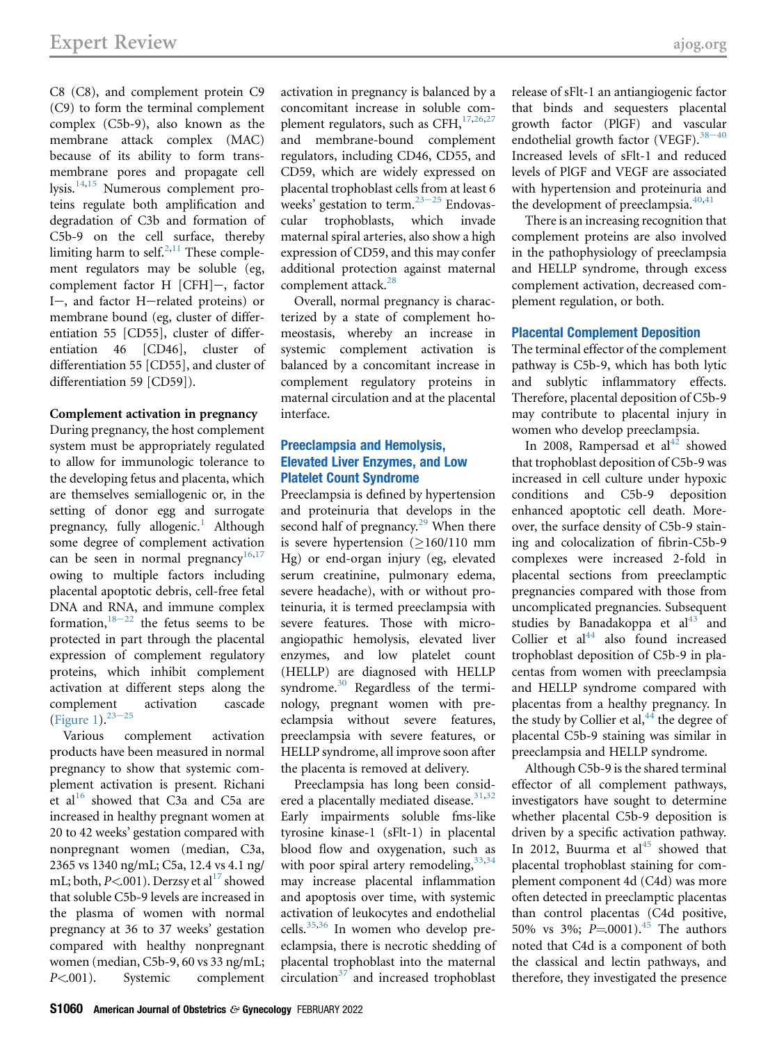C8 (C8), and complement protein C9 (C9) to form the terminal complement complex (C5b-9), also known as the membrane attack complex (MAC) because of its ability to form transmembrane pores and propagate cell lysis.[14,15] Numerous complement proteins regulate both amplification and degradation of C3b and formation of C5b-9 on the cell surface, thereby limiting harm to self.[2,11] These complement regulators may be soluble (eg, complement factor H [CFH]−, factor I−, and factor H−related proteins) or membrane bound (eg, cluster of differentiation 55 [CD55], cluster of differentiation 46 [CD46], cluster of differentiation 55 [CD55], and cluster of differentiation 59 [CD59]).

**Complement activation in pregnancy**

During pregnancy, the host complement system must be appropriately regulated to allow for immunologic tolerance to the developing fetus and placenta, which are themselves semiallogenic or, in the setting of donor egg and surrogate pregnancy, fully allogenic.[1] Although some degree of complement activation can be seen in normal pregnancy[16,17] owing to multiple factors including placental apoptotic debris, cell-free fetal DNA and RNA, and immune complex formation,[18−22] the fetus seems to be protected in part through the placental expression of complement regulatory proteins, which inhibit complement activation at different steps along the complement activation cascade (Figure 1).[23−25]

Various complement activation products have been measured in normal pregnancy to show that systemic complement activation is present. Richani et al[16] showed that C3a and C5a are increased in healthy pregnant women at 20 to 42 weeks' gestation compared with nonpregnant women (median, C3a, 2365 vs 1340 ng/mL; C5a, 12.4 vs 4.1 ng/mL; both, $P<.001$). Derzsy et al[17] showed that soluble C5b-9 levels are increased in the plasma of women with normal pregnancy at 36 to 37 weeks' gestation compared with healthy nonpregnant women (median, C5b-9, 60 vs 33 ng/mL; $P<.001$). Systemic complement activation in pregnancy is balanced by a concomitant increase in soluble complement regulators, such as CFH,[17,26,27] and membrane-bound complement regulators, including CD46, CD55, and CD59, which are widely expressed on placental trophoblast cells from at least 6 weeks' gestation to term.[23−25] Endovascular trophoblasts, which invade maternal spiral arteries, also show a high expression of CD59, and this may confer additional protection against maternal complement attack.[28]

Overall, normal pregnancy is characterized by a state of complement homeostasis, whereby an increase in systemic complement activation is balanced by a concomitant increase in complement regulatory proteins in maternal circulation and at the placental interface.

## Preeclampsia and Hemolysis, Elevated Liver Enzymes, and Low Platelet Count Syndrome

Preeclampsia is defined by hypertension and proteinuria that develops in the second half of pregnancy.[29] When there is severe hypertension (≥160/110 mm Hg) or end-organ injury (eg, elevated serum creatinine, pulmonary edema, severe headache), with or without proteinuria, it is termed preeclampsia with severe features. Those with microangiopathic hemolysis, elevated liver enzymes, and low platelet count (HELLP) are diagnosed with HELLP syndrome.[30] Regardless of the terminology, pregnant women with preeclampsia without severe features, preeclampsia with severe features, or HELLP syndrome, all improve soon after the placenta is removed at delivery.

Preeclampsia has long been considered a placentally mediated disease.[31,32] Early impairments soluble fms-like tyrosine kinase-1 (sFlt-1) in placental blood flow and oxygenation, such as with poor spiral artery remodeling,[33,34] may increase placental inflammation and apoptosis over time, with systemic activation of leukocytes and endothelial cells.[35,36] In women who develop preeclampsia, there is necrotic shedding of placental trophoblast into the maternal circulation[37] and increased trophoblast release of sFlt-1 an antiangiogenic factor that binds and sequesters placental growth factor (PlGF) and vascular endothelial growth factor (VEGF).[38−40] Increased levels of sFlt-1 and reduced levels of PlGF and VEGF are associated with hypertension and proteinuria and the development of preeclampsia.[40,41]

There is an increasing recognition that complement proteins are also involved in the pathophysiology of preeclampsia and HELLP syndrome, through excess complement activation, decreased complement regulation, or both.

## Placental Complement Deposition

The terminal effector of the complement pathway is C5b-9, which has both lytic and sublytic inflammatory effects. Therefore, placental deposition of C5b-9 may contribute to placental injury in women who develop preeclampsia.

In 2008, Rampersad et al[42] showed that trophoblast deposition of C5b-9 was increased in cell culture under hypoxic conditions and C5b-9 deposition enhanced apoptotic cell death. Moreover, the surface density of C5b-9 staining and colocalization of fibrin-C5b-9 complexes were increased 2-fold in placental sections from preeclamptic pregnancies compared with those from uncomplicated pregnancies. Subsequent studies by Banadakoppa et al[43] and Collier et al[44] also found increased trophoblast deposition of C5b-9 in placentas from women with preeclampsia and HELLP syndrome compared with placentas from a healthy pregnancy. In the study by Collier et al,[44] the degree of placental C5b-9 staining was similar in preeclampsia and HELLP syndrome.

Although C5b-9 is the shared terminal effector of all complement pathways, investigators have sought to determine whether placental C5b-9 deposition is driven by a specific activation pathway. In 2012, Buurma et al[45] showed that placental trophoblast staining for complement component 4d (C4d) was more often detected in preeclamptic placentas than control placentas (C4d positive, 50% vs 3%; $P=.0001$).[45] The authors noted that C4d is a component of both the classical and lectin pathways, and therefore, they investigated the presence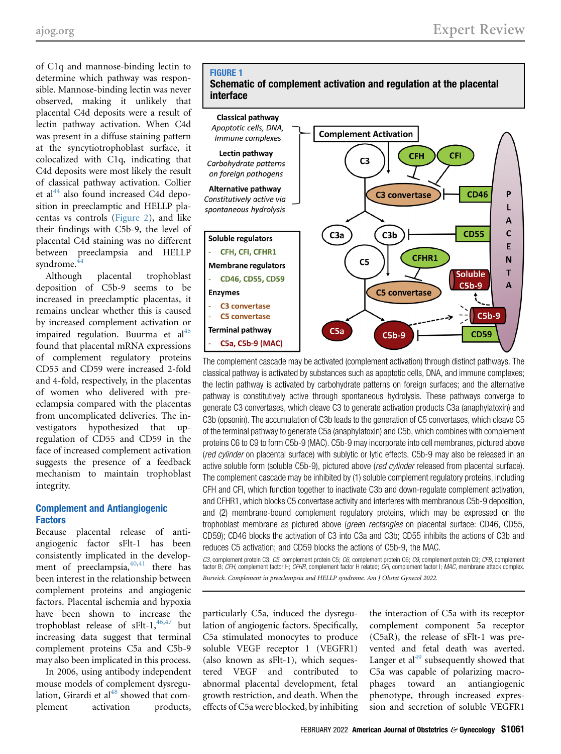of C1q and mannose-binding lectin to determine which pathway was responsible. Mannose-binding lectin was never observed, making it unlikely that placental C4d deposits were a result of lectin pathway activation. When C4d was present in a diffuse staining pattern at the syncytiotrophoblast surface, it colocalized with C1q, indicating that C4d deposits were most likely the result of classical pathway activation. Collier et al[44] also found increased C4d deposition in preeclamptic and HELLP placentas vs controls (Figure 2), and like their findings with C5b-9, the level of placental C4d staining was no different between preeclampsia and HELLP syndrome.[44]

Although placental trophoblast deposition of C5b-9 seems to be increased in preeclamptic placentas, it remains unclear whether this is caused by increased complement activation or impaired regulation. Buurma et al[45] found that placental mRNA expressions of complement regulatory proteins CD55 and CD59 were increased 2-fold and 4-fold, respectively, in the placentas of women who delivered with preeclampsia compared with the placentas from uncomplicated deliveries. The investigators hypothesized that upregulation of CD55 and CD59 in the face of increased complement activation suggests the presence of a feedback mechanism to maintain trophoblast integrity.

## Complement and Antiangiogenic Factors

Because placental release of antiangiogenic factor sFlt-1 has been consistently implicated in the development of preeclampsia,[40,41] there has been interest in the relationship between complement proteins and angiogenic factors. Placental ischemia and hypoxia have been shown to increase the trophoblast release of sFlt-1,[46,47] but increasing data suggest that terminal complement proteins C5a and C5b-9 may also been implicated in this process.

In 2006, using antibody independent mouse models of complement dysregulation, Girardi et al[48] showed that complement activation products, particularly C5a, induced the dysregulation of angiogenic factors. Specifically, C5a stimulated monocytes to produce soluble VEGF receptor 1 (VEGFR1) (also known as sFlt-1), which sequestered VEGF and contributed to abnormal placental development, fetal growth restriction, and death. When the effects of C5a were blocked, by inhibiting the interaction of C5a with its receptor complement component 5a receptor (C5aR), the release of sFlt-1 was prevented and fetal death was averted. Langer et al[49] subsequently showed that C5a was capable of polarizing macrophages toward an antiangiogenic phenotype, through increased expression and secretion of soluble VEGFR1

**FIGURE 1**
**Schematic of complement activation and regulation at the placental interface**

The complement cascade may be activated (complement activation) through distinct pathways. The classical pathway is activated by substances such as apoptotic cells, DNA, and immune complexes; the lectin pathway is activated by carbohydrate patterns on foreign surfaces; and the alternative pathway is constitutively active through spontaneous hydrolysis. These pathways converge to generate C3 convertases, which cleave C3 to generate activation products C3a (anaphylatoxin) and C3b (opsonin). The accumulation of C3b leads to the generation of C5 convertases, which cleave C5 of the terminal pathway to generate C5a (anaphylatoxin) and C5b, which combines with complement proteins C6 to C9 to form C5b-9 (MAC). C5b-9 may incorporate into cell membranes, pictured above (*red cylinder* on placental surface) with sublytic or lytic effects. C5b-9 may also be released in an active soluble form (soluble C5b-9), pictured above (*red cylinder* released from placental surface). The complement cascade may be inhibited by (1) soluble complement regulatory proteins, including CFH and CFI, which function together to inactivate C3b and down-regulate complement activation, and CFHR1, which blocks C5 convertase activity and interferes with membranous C5b-9 deposition, and (2) membrane-bound complement regulatory proteins, which may be expressed on the trophoblast membrane as pictured above (*green rectangles* on placental surface: CD46, CD55, CD59); CD46 blocks the activation of C3 into C3a and C3b; CD55 inhibits the actions of C3b and reduces C5 activation; and CD59 blocks the actions of C5b-9, the MAC.

*C3*, complement protein C3; *C5*, complement protein C5; *C6*, complement protein C6; *C9*, complement protein C9; *CFB*, complement factor B; *CFH*, complement factor H; *CFHR*, complement factor H related; *CFI*, complement factor I; *MAC*, membrane attack complex.

*Burwick. Complement in preeclampsia and HELLP syndrome. Am J Obstet Gynecol 2022.*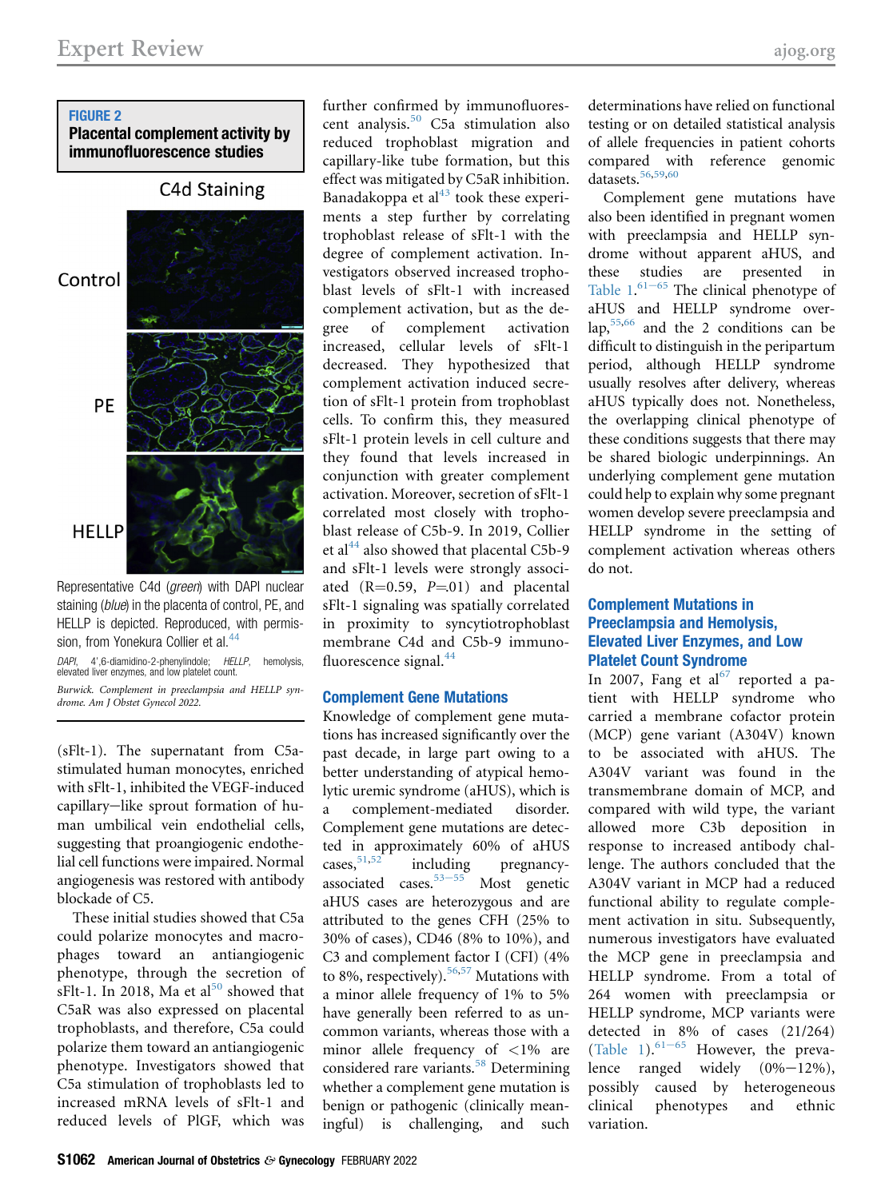**FIGURE 2**
**Placental complement activity by immunofluorescence studies**

C4d Staining

Control

PE

HELLP

Representative C4d (*green*) with DAPI nuclear staining (*blue*) in the placenta of control, PE, and HELLP is depicted. Reproduced, with permission, from Yonekura Collier et al.[44]

*DAPI*, 4′,6-diamidino-2-phenylindole; *HELLP*, hemolysis, elevated liver enzymes, and low platelet count.

*Burwick. Complement in preeclampsia and HELLP syndrome. Am J Obstet Gynecol 2022.*

(sFlt-1). The supernatant from C5a-stimulated human monocytes, enriched with sFlt-1, inhibited the VEGF-induced capillary−like sprout formation of human umbilical vein endothelial cells, suggesting that proangiogenic endothelial cell functions were impaired. Normal angiogenesis was restored with antibody blockade of C5.

These initial studies showed that C5a could polarize monocytes and macrophages toward an antiangiogenic phenotype, through the secretion of sFlt-1. In 2018, Ma et al[50] showed that C5aR was also expressed on placental trophoblasts, and therefore, C5a could polarize them toward an antiangiogenic phenotype. Investigators showed that C5a stimulation of trophoblasts led to increased mRNA levels of sFlt-1 and reduced levels of PlGF, which was further confirmed by immunofluorescent analysis.[50] C5a stimulation also reduced trophoblast migration and capillary-like tube formation, but this effect was mitigated by C5aR inhibition. Banadakoppa et al[43] took these experiments a step further by correlating trophoblast release of sFlt-1 with the degree of complement activation. Investigators observed increased trophoblast levels of sFlt-1 with increased complement activation, but as the degree of complement activation increased, cellular levels of sFlt-1 decreased. They hypothesized that complement activation induced secretion of sFlt-1 protein from trophoblast cells. To confirm this, they measured sFlt-1 protein levels in cell culture and they found that levels increased in conjunction with greater complement activation. Moreover, secretion of sFlt-1 correlated most closely with trophoblast release of C5b-9. In 2019, Collier et al[44] also showed that placental C5b-9 and sFlt-1 levels were strongly associated ($R=0.59$, $P=.01$) and placental sFlt-1 signaling was spatially correlated in proximity to syncytiotrophoblast membrane C4d and C5b-9 immunofluorescence signal.[44]

## Complement Gene Mutations

Knowledge of complement gene mutations has increased significantly over the past decade, in large part owing to a better understanding of atypical hemolytic uremic syndrome (aHUS), which is a complement-mediated disorder. Complement gene mutations are detected in approximately 60% of aHUS cases,[51,52] including pregnancy-associated cases.[53−55] Most genetic aHUS cases are heterozygous and are attributed to the genes CFH (25% to 30% of cases), CD46 (8% to 10%), and C3 and complement factor I (CFI) (4% to 8%, respectively).[56,57] Mutations with a minor allele frequency of 1% to 5% have generally been referred to as uncommon variants, whereas those with a minor allele frequency of <1% are considered rare variants.[58] Determining whether a complement gene mutation is benign or pathogenic (clinically meaningful) is challenging, and such determinations have relied on functional testing or on detailed statistical analysis of allele frequencies in patient cohorts compared with reference genomic datasets.[56,59,60]

Complement gene mutations have also been identified in pregnant women with preeclampsia and HELLP syndrome without apparent aHUS, and these studies are presented in Table 1.[61−65] The clinical phenotype of aHUS and HELLP syndrome overlap,[55,66] and the 2 conditions can be difficult to distinguish in the peripartum period, although HELLP syndrome usually resolves after delivery, whereas aHUS typically does not. Nonetheless, the overlapping clinical phenotype of these conditions suggests that there may be shared biologic underpinnings. An underlying complement gene mutation could help to explain why some pregnant women develop severe preeclampsia and HELLP syndrome in the setting of complement activation whereas others do not.

## Complement Mutations in Preeclampsia and Hemolysis, Elevated Liver Enzymes, and Low Platelet Count Syndrome

In 2007, Fang et al[67] reported a patient with HELLP syndrome who carried a membrane cofactor protein (MCP) gene variant (A304V) known to be associated with aHUS. The A304V variant was found in the transmembrane domain of MCP, and compared with wild type, the variant allowed more C3b deposition in response to increased antibody challenge. The authors concluded that the A304V variant in MCP had a reduced functional ability to regulate complement activation in situ. Subsequently, numerous investigators have evaluated the MCP gene in preeclampsia and HELLP syndrome. From a total of 264 women with preeclampsia or HELLP syndrome, MCP variants were detected in 8% of cases (21/264) (Table 1).[61−65] However, the prevalence ranged widely (0%−12%), possibly caused by heterogeneous clinical phenotypes and ethnic variation.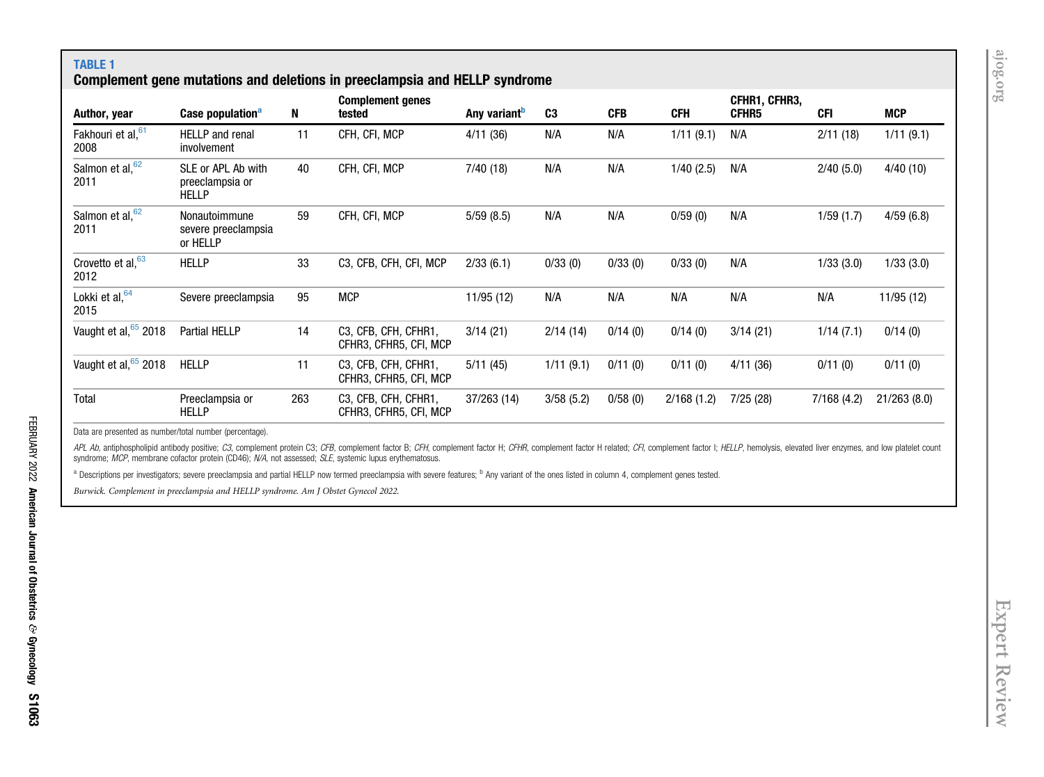**TABLE 1**

**Complement gene mutations and deletions in preeclampsia and HELLP syndrome**

| Author, year | Case population[a] | N | Complement genes tested | Any variant[b] | C3 | CFB | CFH | CFHR1, CFHR3, CFHR5 | CFI | MCP |
|---|---|---|---|---|---|---|---|---|---|---|
| Fakhouri et al,[61] 2008 | HELLP and renal involvement | 11 | CFH, CFI, MCP | 4/11 (36) | N/A | N/A | 1/11 (9.1) | N/A | 2/11 (18) | 1/11 (9.1) |
| Salmon et al,[62] 2011 | SLE or APL Ab with preeclampsia or HELLP | 40 | CFH, CFI, MCP | 7/40 (18) | N/A | N/A | 1/40 (2.5) | N/A | 2/40 (5.0) | 4/40 (10) |
| Salmon et al,[62] 2011 | Nonautoimmune severe preeclampsia or HELLP | 59 | CFH, CFI, MCP | 5/59 (8.5) | N/A | N/A | 0/59 (0) | N/A | 1/59 (1.7) | 4/59 (6.8) |
| Crovetto et al,[63] 2012 | HELLP | 33 | C3, CFB, CFH, CFI, MCP | 2/33 (6.1) | 0/33 (0) | 0/33 (0) | 0/33 (0) | N/A | 1/33 (3.0) | 1/33 (3.0) |
| Lokki et al,[64] 2015 | Severe preeclampsia | 95 | MCP | 11/95 (12) | N/A | N/A | N/A | N/A | N/A | 11/95 (12) |
| Vaught et al,[65] 2018 | Partial HELLP | 14 | C3, CFB, CFH, CFHR1, CFHR3, CFHR5, CFI, MCP | 3/14 (21) | 2/14 (14) | 0/14 (0) | 0/14 (0) | 3/14 (21) | 1/14 (7.1) | 0/14 (0) |
| Vaught et al,[65] 2018 | HELLP | 11 | C3, CFB, CFH, CFHR1, CFHR3, CFHR5, CFI, MCP | 5/11 (45) | 1/11 (9.1) | 0/11 (0) | 0/11 (0) | 4/11 (36) | 0/11 (0) | 0/11 (0) |
| Total | Preeclampsia or HELLP | 263 | C3, CFB, CFH, CFHR1, CFHR3, CFHR5, CFI, MCP | 37/263 (14) | 3/58 (5.2) | 0/58 (0) | 2/168 (1.2) | 7/25 (28) | 7/168 (4.2) | 21/263 (8.0) |

Data are presented as number/total number (percentage).

*APL Ab*, antiphospholipid antibody positive; *C3*, complement protein C3; *CFB*, complement factor B; *CFH*, complement factor H; *CFHR*, complement factor H related; *CFI*, complement factor I; *HELLP*, hemolysis, elevated liver enzymes, and low platelet count syndrome; *MCP*, membrane cofactor protein (CD46); *N/A*, not assessed; *SLE*, systemic lupus erythematosus.

[a] Descriptions per investigators; severe preeclampsia and partial HELLP now termed preeclampsia with severe features; [b] Any variant of the ones listed in column 4, complement genes tested.

*Burwick. Complement in preeclampsia and HELLP syndrome. Am J Obstet Gynecol 2022.*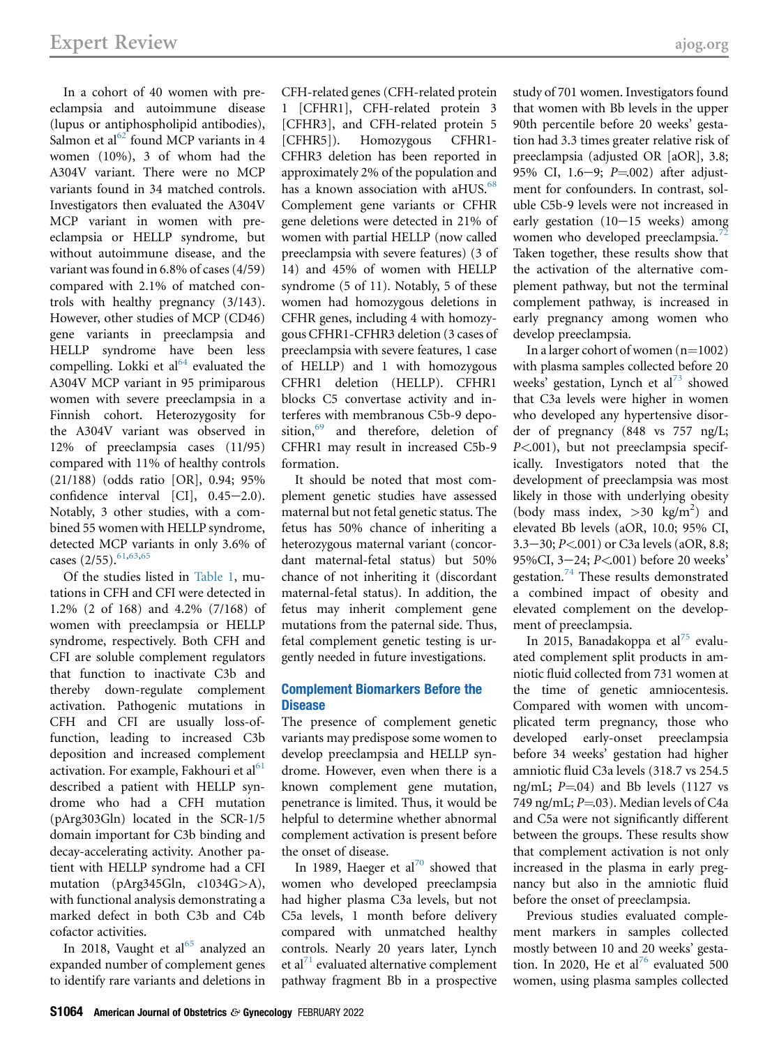In a cohort of 40 women with preeclampsia and autoimmune disease (lupus or antiphospholipid antibodies), Salmon et al[62] found MCP variants in 4 women (10%), 3 of whom had the A304V variant. There were no MCP variants found in 34 matched controls. Investigators then evaluated the A304V MCP variant in women with preeclampsia or HELLP syndrome, but without autoimmune disease, and the variant was found in 6.8% of cases (4/59) compared with 2.1% of matched controls with healthy pregnancy (3/143). However, other studies of MCP (CD46) gene variants in preeclampsia and HELLP syndrome have been less compelling. Lokki et al[64] evaluated the A304V MCP variant in 95 primiparous women with severe preeclampsia in a Finnish cohort. Heterozygosity for the A304V variant was observed in 12% of preeclampsia cases (11/95) compared with 11% of healthy controls (21/188) (odds ratio [OR], 0.94; 95% confidence interval [CI], 0.45−2.0). Notably, 3 other studies, with a combined 55 women with HELLP syndrome, detected MCP variants in only 3.6% of cases (2/55).[61,63,65]

Of the studies listed in Table 1, mutations in CFH and CFI were detected in 1.2% (2 of 168) and 4.2% (7/168) of women with preeclampsia or HELLP syndrome, respectively. Both CFH and CFI are soluble complement regulators that function to inactivate C3b and thereby down-regulate complement activation. Pathogenic mutations in CFH and CFI are usually loss-of-function, leading to increased C3b deposition and increased complement activation. For example, Fakhouri et al[61] described a patient with HELLP syndrome who had a CFH mutation (pArg303Gln) located in the SCR-1/5 domain important for C3b binding and decay-accelerating activity. Another patient with HELLP syndrome had a CFI mutation (pArg345Gln, c1034G>A), with functional analysis demonstrating a marked defect in both C3b and C4b cofactor activities.

In 2018, Vaught et al[65] analyzed an expanded number of complement genes to identify rare variants and deletions in CFH-related genes (CFH-related protein 1 [CFHR1], CFH-related protein 3 [CFHR3], and CFH-related protein 5 [CFHR5]). Homozygous CFHR1-CFHR3 deletion has been reported in approximately 2% of the population and has a known association with aHUS.[68] Complement gene variants or CFHR gene deletions were detected in 21% of women with partial HELLP (now called preeclampsia with severe features) (3 of 14) and 45% of women with HELLP syndrome (5 of 11). Notably, 5 of these women had homozygous deletions in CFHR genes, including 4 with homozygous CFHR1-CFHR3 deletion (3 cases of preeclampsia with severe features, 1 case of HELLP) and 1 with homozygous CFHR1 deletion (HELLP). CFHR1 blocks C5 convertase activity and interferes with membranous C5b-9 deposition,[69] and therefore, deletion of CFHR1 may result in increased C5b-9 formation.

It should be noted that most complement genetic studies have assessed maternal but not fetal genetic status. The fetus has 50% chance of inheriting a heterozygous maternal variant (concordant maternal-fetal status) but 50% chance of not inheriting it (discordant maternal-fetal status). In addition, the fetus may inherit complement gene mutations from the paternal side. Thus, fetal complement genetic testing is urgently needed in future investigations.

## Complement Biomarkers Before the Disease

The presence of complement genetic variants may predispose some women to develop preeclampsia and HELLP syndrome. However, even when there is a known complement gene mutation, penetrance is limited. Thus, it would be helpful to determine whether abnormal complement activation is present before the onset of disease.

In 1989, Haeger et al[70] showed that women who developed preeclampsia had higher plasma C3a levels, but not C5a levels, 1 month before delivery compared with unmatched healthy controls. Nearly 20 years later, Lynch et al[71] evaluated alternative complement pathway fragment Bb in a prospective study of 701 women. Investigators found that women with Bb levels in the upper 90th percentile before 20 weeks' gestation had 3.3 times greater relative risk of preeclampsia (adjusted OR [aOR], 3.8; 95% CI, 1.6−9; $P$=.002) after adjustment for confounders. In contrast, soluble C5b-9 levels were not increased in early gestation (10−15 weeks) among women who developed preeclampsia.[72] Taken together, these results show that the activation of the alternative complement pathway, but not the terminal complement pathway, is increased in early pregnancy among women who develop preeclampsia.

In a larger cohort of women (n=1002) with plasma samples collected before 20 weeks' gestation, Lynch et al[73] showed that C3a levels were higher in women who developed any hypertensive disorder of pregnancy (848 vs 757 ng/L; $P$<.001), but not preeclampsia specifically. Investigators noted that the development of preeclampsia was most likely in those with underlying obesity (body mass index, >30 kg/m$^2$) and elevated Bb levels (aOR, 10.0; 95% CI, 3.3−30; $P$<.001) or C3a levels (aOR, 8.8; 95%CI, 3−24; $P$<.001) before 20 weeks' gestation.[74] These results demonstrated a combined impact of obesity and elevated complement on the development of preeclampsia.

In 2015, Banadakoppa et al[75] evaluated complement split products in amniotic fluid collected from 731 women at the time of genetic amniocentesis. Compared with women with uncomplicated term pregnancy, those who developed early-onset preeclampsia before 34 weeks' gestation had higher amniotic fluid C3a levels (318.7 vs 254.5 ng/mL; $P$=.04) and Bb levels (1127 vs 749 ng/mL; $P$=.03). Median levels of C4a and C5a were not significantly different between the groups. These results show that complement activation is not only increased in the plasma in early pregnancy but also in the amniotic fluid before the onset of preeclampsia.

Previous studies evaluated complement markers in samples collected mostly between 10 and 20 weeks' gestation. In 2020, He et al[76] evaluated 500 women, using plasma samples collected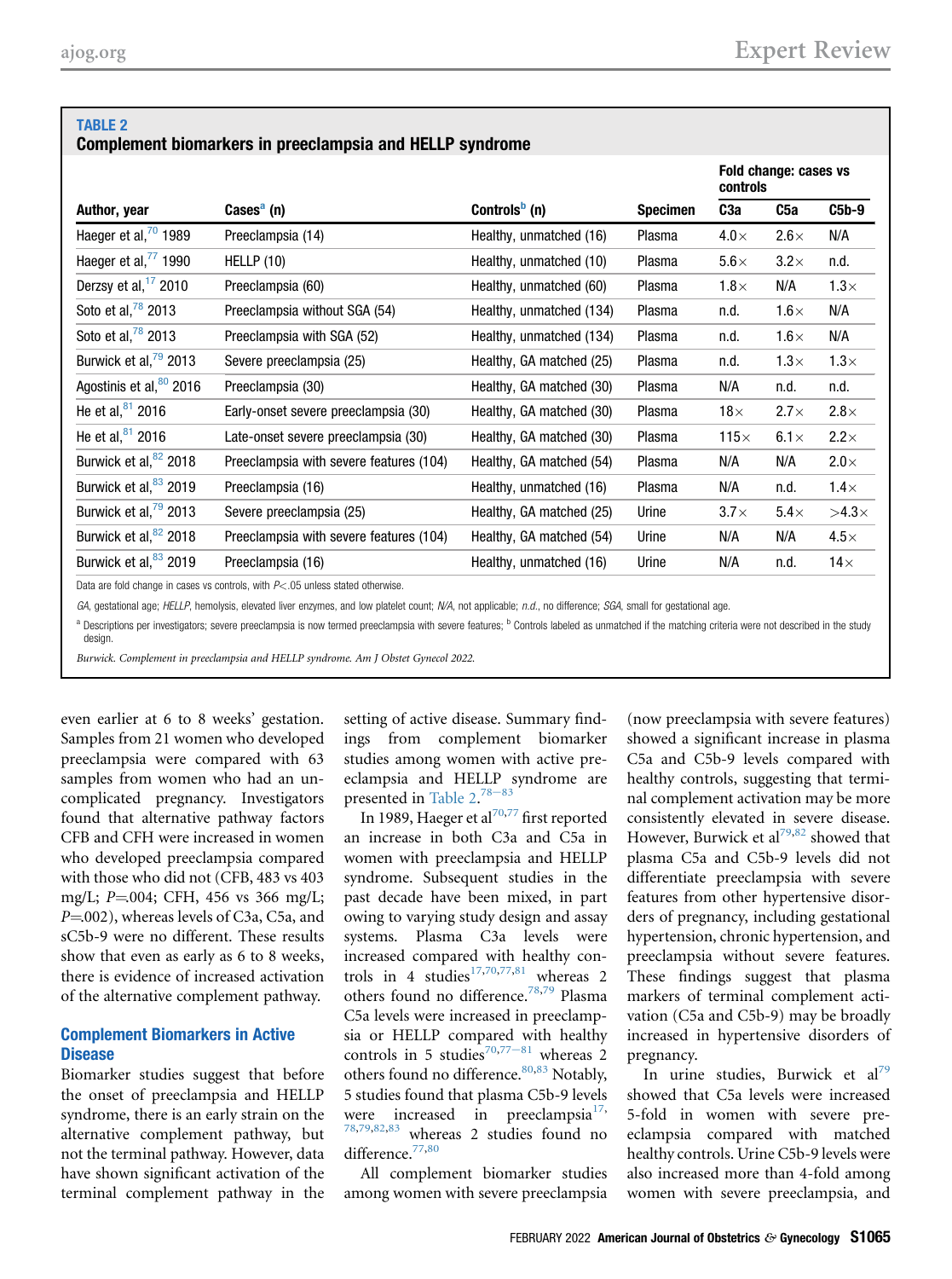**TABLE 2**
**Complement biomarkers in preeclampsia and HELLP syndrome**

| Author, year | Cases[a] (n) | Controls[b] (n) | Specimen | Fold change: cases vs controls | | |
|---|---|---|---|---|---|---|
| | | | | C3a | C5a | C5b-9 |
| Haeger et al,[70] 1989 | Preeclampsia (14) | Healthy, unmatched (16) | Plasma | 4.0× | 2.6× | N/A |
| Haeger et al,[77] 1990 | HELLP (10) | Healthy, unmatched (10) | Plasma | 5.6× | 3.2× | n.d. |
| Derzsy et al,[17] 2010 | Preeclampsia (60) | Healthy, unmatched (60) | Plasma | 1.8× | N/A | 1.3× |
| Soto et al,[78] 2013 | Preeclampsia without SGA (54) | Healthy, unmatched (134) | Plasma | n.d. | 1.6× | N/A |
| Soto et al,[78] 2013 | Preeclampsia with SGA (52) | Healthy, unmatched (134) | Plasma | n.d. | 1.6× | N/A |
| Burwick et al,[79] 2013 | Severe preeclampsia (25) | Healthy, GA matched (25) | Plasma | n.d. | 1.3× | 1.3× |
| Agostinis et al,[80] 2016 | Preeclampsia (30) | Healthy, GA matched (30) | Plasma | N/A | n.d. | n.d. |
| He et al,[81] 2016 | Early-onset severe preeclampsia (30) | Healthy, GA matched (30) | Plasma | 18× | 2.7× | 2.8× |
| He et al,[81] 2016 | Late-onset severe preeclampsia (30) | Healthy, GA matched (30) | Plasma | 115× | 6.1× | 2.2× |
| Burwick et al,[82] 2018 | Preeclampsia with severe features (104) | Healthy, GA matched (54) | Plasma | N/A | N/A | 2.0× |
| Burwick et al,[83] 2019 | Preeclampsia (16) | Healthy, unmatched (16) | Plasma | N/A | n.d. | 1.4× |
| Burwick et al,[79] 2013 | Severe preeclampsia (25) | Healthy, GA matched (25) | Urine | 3.7× | 5.4× | >4.3× |
| Burwick et al,[82] 2018 | Preeclampsia with severe features (104) | Healthy, GA matched (54) | Urine | N/A | N/A | 4.5× |
| Burwick et al,[83] 2019 | Preeclampsia (16) | Healthy, unmatched (16) | Urine | N/A | n.d. | 14× |

Data are fold change in cases vs controls, with $P<.05$ unless stated otherwise.

*GA*, gestational age; *HELLP*, hemolysis, elevated liver enzymes, and low platelet count; *N/A*, not applicable; *n.d.*, no difference; *SGA*, small for gestational age.

[a] Descriptions per investigators; severe preeclampsia is now termed preeclampsia with severe features; [b] Controls labeled as unmatched if the matching criteria were not described in the study design.

*Burwick. Complement in preeclampsia and HELLP syndrome. Am J Obstet Gynecol 2022.*

even earlier at 6 to 8 weeks' gestation. Samples from 21 women who developed preeclampsia were compared with 63 samples from women who had an uncomplicated pregnancy. Investigators found that alternative pathway factors CFB and CFH were increased in women who developed preeclampsia compared with those who did not (CFB, 483 vs 403 mg/L; $P$=.004; CFH, 456 vs 366 mg/L; $P$=.002), whereas levels of C3a, C5a, and sC5b-9 were no different. These results show that even as early as 6 to 8 weeks, there is evidence of increased activation of the alternative complement pathway.

## Complement Biomarkers in Active Disease

Biomarker studies suggest that before the onset of preeclampsia and HELLP syndrome, there is an early strain on the alternative complement pathway, but not the terminal pathway. However, data have shown significant activation of the terminal complement pathway in the setting of active disease. Summary findings from complement biomarker studies among women with active preeclampsia and HELLP syndrome are presented in Table 2.[78–83]

In 1989, Haeger et al[70,77] first reported an increase in both C3a and C5a in women with preeclampsia and HELLP syndrome. Subsequent studies in the past decade have been mixed, in part owing to varying study design and assay systems. Plasma C3a levels were increased compared with healthy controls in 4 studies[17,70,77,81] whereas 2 others found no difference.[78,79] Plasma C5a levels were increased in preeclampsia or HELLP compared with healthy controls in 5 studies[70,77–81] whereas 2 others found no difference.[80,83] Notably, 5 studies found that plasma C5b-9 levels were increased in preeclampsia[17,78,79,82,83] whereas 2 studies found no difference.[77,80]

All complement biomarker studies among women with severe preeclampsia (now preeclampsia with severe features) showed a significant increase in plasma C5a and C5b-9 levels compared with healthy controls, suggesting that terminal complement activation may be more consistently elevated in severe disease. However, Burwick et al[79,82] showed that plasma C5a and C5b-9 levels did not differentiate preeclampsia with severe features from other hypertensive disorders of pregnancy, including gestational hypertension, chronic hypertension, and preeclampsia without severe features. These findings suggest that plasma markers of terminal complement activation (C5a and C5b-9) may be broadly increased in hypertensive disorders of pregnancy.

In urine studies, Burwick et al[79] showed that C5a levels were increased 5-fold in women with severe preeclampsia compared with matched healthy controls. Urine C5b-9 levels were also increased more than 4-fold among women with severe preeclampsia, and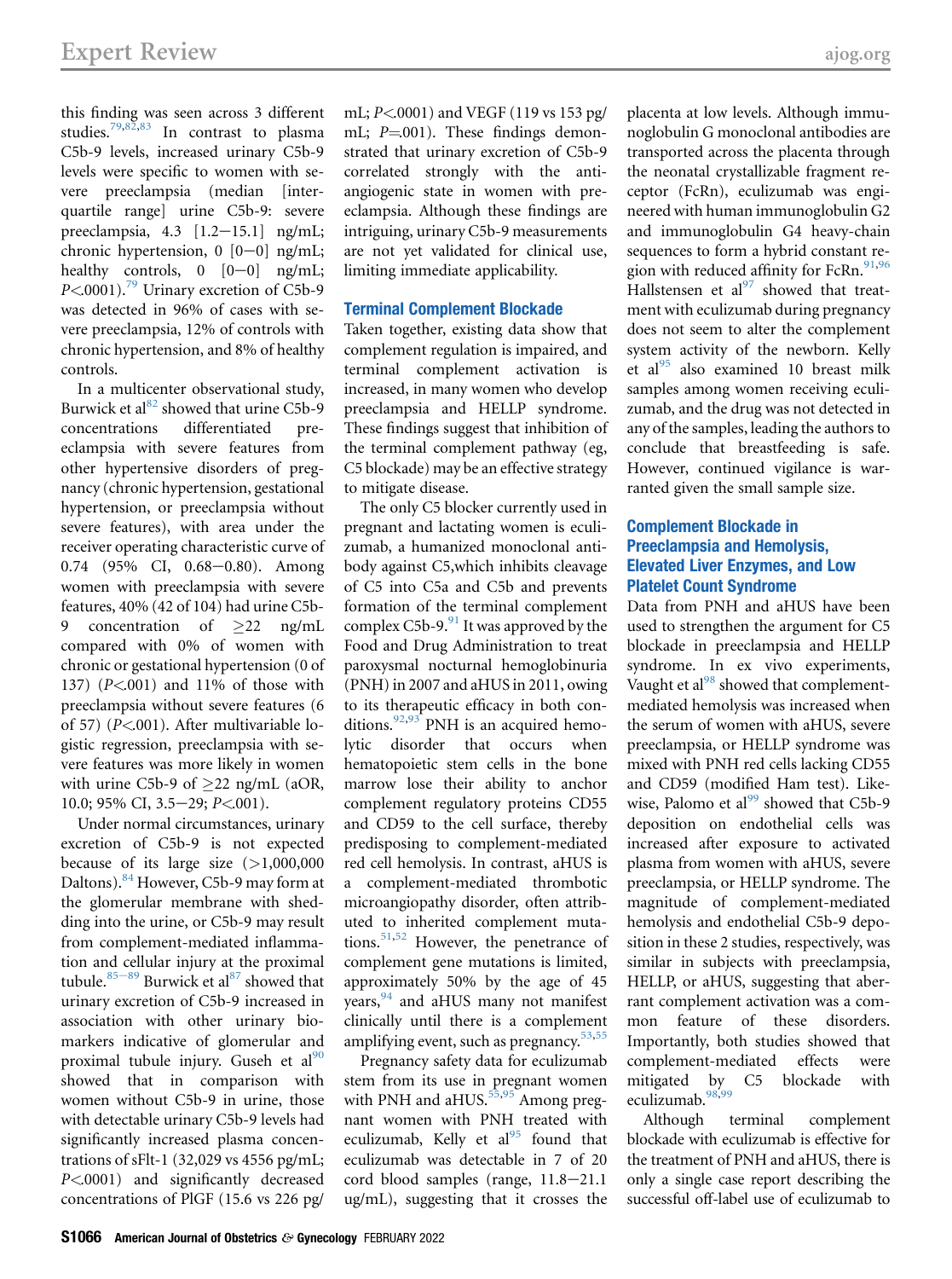this finding was seen across 3 different studies.[79,82,83] In contrast to plasma C5b-9 levels, increased urinary C5b-9 levels were specific to women with severe preeclampsia (median [interquartile range] urine C5b-9: severe preeclampsia, 4.3 [1.2−15.1] ng/mL; chronic hypertension, 0 [0−0] ng/mL; healthy controls, 0 [0−0] ng/mL; $P<.0001$).[79] Urinary excretion of C5b-9 was detected in 96% of cases with severe preeclampsia, 12% of controls with chronic hypertension, and 8% of healthy controls.

In a multicenter observational study, Burwick et al[82] showed that urine C5b-9 concentrations differentiated preeclampsia with severe features from other hypertensive disorders of pregnancy (chronic hypertension, gestational hypertension, or preeclampsia without severe features), with area under the receiver operating characteristic curve of 0.74 (95% CI, 0.68−0.80). Among women with preeclampsia with severe features, 40% (42 of 104) had urine C5b-9 concentration of ≥22 ng/mL compared with 0% of women with chronic or gestational hypertension (0 of 137) ($P<.001$) and 11% of those with preeclampsia without severe features (6 of 57) ($P<.001$). After multivariable logistic regression, preeclampsia with severe features was more likely in women with urine C5b-9 of ≥22 ng/mL (aOR, 10.0; 95% CI, 3.5−29; $P<.001$).

Under normal circumstances, urinary excretion of C5b-9 is not expected because of its large size (>1,000,000 Daltons).[84] However, C5b-9 may form at the glomerular membrane with shedding into the urine, or C5b-9 may result from complement-mediated inflammation and cellular injury at the proximal tubule.[85−89] Burwick et al[87] showed that urinary excretion of C5b-9 increased in association with other urinary biomarkers indicative of glomerular and proximal tubule injury. Guseh et al[90] showed that in comparison with women without C5b-9 in urine, those with detectable urinary C5b-9 levels had significantly increased plasma concentrations of sFlt-1 (32,029 vs 4556 pg/mL; $P<.0001$) and significantly decreased concentrations of PlGF (15.6 vs 226 pg/mL; $P<.0001$) and VEGF (119 vs 153 pg/mL; $P=.001$). These findings demonstrated that urinary excretion of C5b-9 correlated strongly with the antiangiogenic state in women with preeclampsia. Although these findings are intriguing, urinary C5b-9 measurements are not yet validated for clinical use, limiting immediate applicability.

## Terminal Complement Blockade

Taken together, existing data show that complement regulation is impaired, and terminal complement activation is increased, in many women who develop preeclampsia and HELLP syndrome. These findings suggest that inhibition of the terminal complement pathway (eg, C5 blockade) may be an effective strategy to mitigate disease.

The only C5 blocker currently used in pregnant and lactating women is eculizumab, a humanized monoclonal antibody against C5,which inhibits cleavage of C5 into C5a and C5b and prevents formation of the terminal complement complex C5b-9.[91] It was approved by the Food and Drug Administration to treat paroxysmal nocturnal hemoglobinuria (PNH) in 2007 and aHUS in 2011, owing to its therapeutic efficacy in both conditions.[92,93] PNH is an acquired hemolytic disorder that occurs when hematopoietic stem cells in the bone marrow lose their ability to anchor complement regulatory proteins CD55 and CD59 to the cell surface, thereby predisposing to complement-mediated red cell hemolysis. In contrast, aHUS is a complement-mediated thrombotic microangiopathy disorder, often attributed to inherited complement mutations.[51,52] However, the penetrance of complement gene mutations is limited, approximately 50% by the age of 45 years,[94] and aHUS many not manifest clinically until there is a complement amplifying event, such as pregnancy.[53,55]

Pregnancy safety data for eculizumab stem from its use in pregnant women with PNH and aHUS.[55,95] Among pregnant women with PNH treated with eculizumab, Kelly et al[95] found that eculizumab was detectable in 7 of 20 cord blood samples (range, 11.8−21.1 ug/mL), suggesting that it crosses the placenta at low levels. Although immunoglobulin G monoclonal antibodies are transported across the placenta through the neonatal crystallizable fragment receptor (FcRn), eculizumab was engineered with human immunoglobulin G2 and immunoglobulin G4 heavy-chain sequences to form a hybrid constant region with reduced affinity for FcRn.[91,96] Hallstensen et al[97] showed that treatment with eculizumab during pregnancy does not seem to alter the complement system activity of the newborn. Kelly et al[95] also examined 10 breast milk samples among women receiving eculizumab, and the drug was not detected in any of the samples, leading the authors to conclude that breastfeeding is safe. However, continued vigilance is warranted given the small sample size.

## Complement Blockade in Preeclampsia and Hemolysis, Elevated Liver Enzymes, and Low Platelet Count Syndrome

Data from PNH and aHUS have been used to strengthen the argument for C5 blockade in preeclampsia and HELLP syndrome. In ex vivo experiments, Vaught et al[98] showed that complement-mediated hemolysis was increased when the serum of women with aHUS, severe preeclampsia, or HELLP syndrome was mixed with PNH red cells lacking CD55 and CD59 (modified Ham test). Likewise, Palomo et al[99] showed that C5b-9 deposition on endothelial cells was increased after exposure to activated plasma from women with aHUS, severe preeclampsia, or HELLP syndrome. The magnitude of complement-mediated hemolysis and endothelial C5b-9 deposition in these 2 studies, respectively, was similar in subjects with preeclampsia, HELLP, or aHUS, suggesting that aberrant complement activation was a common feature of these disorders. Importantly, both studies showed that complement-mediated effects were mitigated by C5 blockade with eculizumab.[98,99]

Although terminal complement blockade with eculizumab is effective for the treatment of PNH and aHUS, there is only a single case report describing the successful off-label use of eculizumab to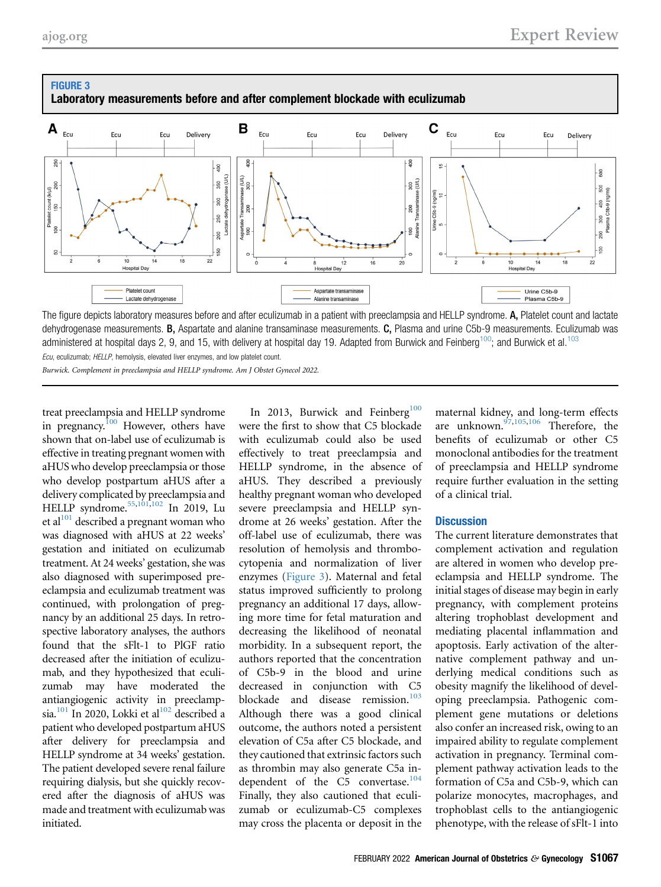**FIGURE 3**
**Laboratory measurements before and after complement blockade with eculizumab**

The figure depicts laboratory measures before and after eculizumab in a patient with preeclampsia and HELLP syndrome. **A,** Platelet count and lactate dehydrogenase measurements. **B,** Aspartate and alanine transaminase measurements. **C,** Plasma and urine C5b-9 measurements. Eculizumab was administered at hospital days 2, 9, and 15, with delivery at hospital day 19. Adapted from Burwick and Feinberg[100]; and Burwick et al.[103]

*Ecu*, eculizumab; *HELLP*, hemolysis, elevated liver enzymes, and low platelet count.

*Burwick. Complement in preeclampsia and HELLP syndrome. Am J Obstet Gynecol 2022.*

treat preeclampsia and HELLP syndrome in pregnancy.[100] However, others have shown that on-label use of eculizumab is effective in treating pregnant women with aHUS who develop preeclampsia or those who develop postpartum aHUS after a delivery complicated by preeclampsia and HELLP syndrome.[55,101,102] In 2019, Lu et al[101] described a pregnant woman who was diagnosed with aHUS at 22 weeks' gestation and initiated on eculizumab treatment. At 24 weeks' gestation, she was also diagnosed with superimposed preeclampsia and eculizumab treatment was continued, with prolongation of pregnancy by an additional 25 days. In retrospective laboratory analyses, the authors found that the sFlt-1 to PlGF ratio decreased after the initiation of eculizumab, and they hypothesized that eculizumab may have moderated the antiangiogenic activity in preeclampsia.[101] In 2020, Lokki et al[102] described a patient who developed postpartum aHUS after delivery for preeclampsia and HELLP syndrome at 34 weeks' gestation. The patient developed severe renal failure requiring dialysis, but she quickly recovered after the diagnosis of aHUS was made and treatment with eculizumab was initiated.

In 2013, Burwick and Feinberg[100] were the first to show that C5 blockade with eculizumab could also be used effectively to treat preeclampsia and HELLP syndrome, in the absence of aHUS. They described a previously healthy pregnant woman who developed severe preeclampsia and HELLP syndrome at 26 weeks' gestation. After the off-label use of eculizumab, there was resolution of hemolysis and thrombocytopenia and normalization of liver enzymes (Figure 3). Maternal and fetal status improved sufficiently to prolong pregnancy an additional 17 days, allowing more time for fetal maturation and decreasing the likelihood of neonatal morbidity. In a subsequent report, the authors reported that the concentration of C5b-9 in the blood and urine decreased in conjunction with C5 blockade and disease remission.[103] Although there was a good clinical outcome, the authors noted a persistent elevation of C5a after C5 blockade, and they cautioned that extrinsic factors such as thrombin may also generate C5a independent of the C5 convertase.[104] Finally, they also cautioned that eculizumab or eculizumab-C5 complexes may cross the placenta or deposit in the maternal kidney, and long-term effects are unknown.[97,105,106] Therefore, the benefits of eculizumab or other C5 monoclonal antibodies for the treatment of preeclampsia and HELLP syndrome require further evaluation in the setting of a clinical trial.

## Discussion

The current literature demonstrates that complement activation and regulation are altered in women who develop preeclampsia and HELLP syndrome. The initial stages of disease may begin in early pregnancy, with complement proteins altering trophoblast development and mediating placental inflammation and apoptosis. Early activation of the alternative complement pathway and underlying medical conditions such as obesity magnify the likelihood of developing preeclampsia. Pathogenic complement gene mutations or deletions also confer an increased risk, owing to an impaired ability to regulate complement activation in pregnancy. Terminal complement pathway activation leads to the formation of C5a and C5b-9, which can polarize monocytes, macrophages, and trophoblast cells to the antiangiogenic phenotype, with the release of sFlt-1 into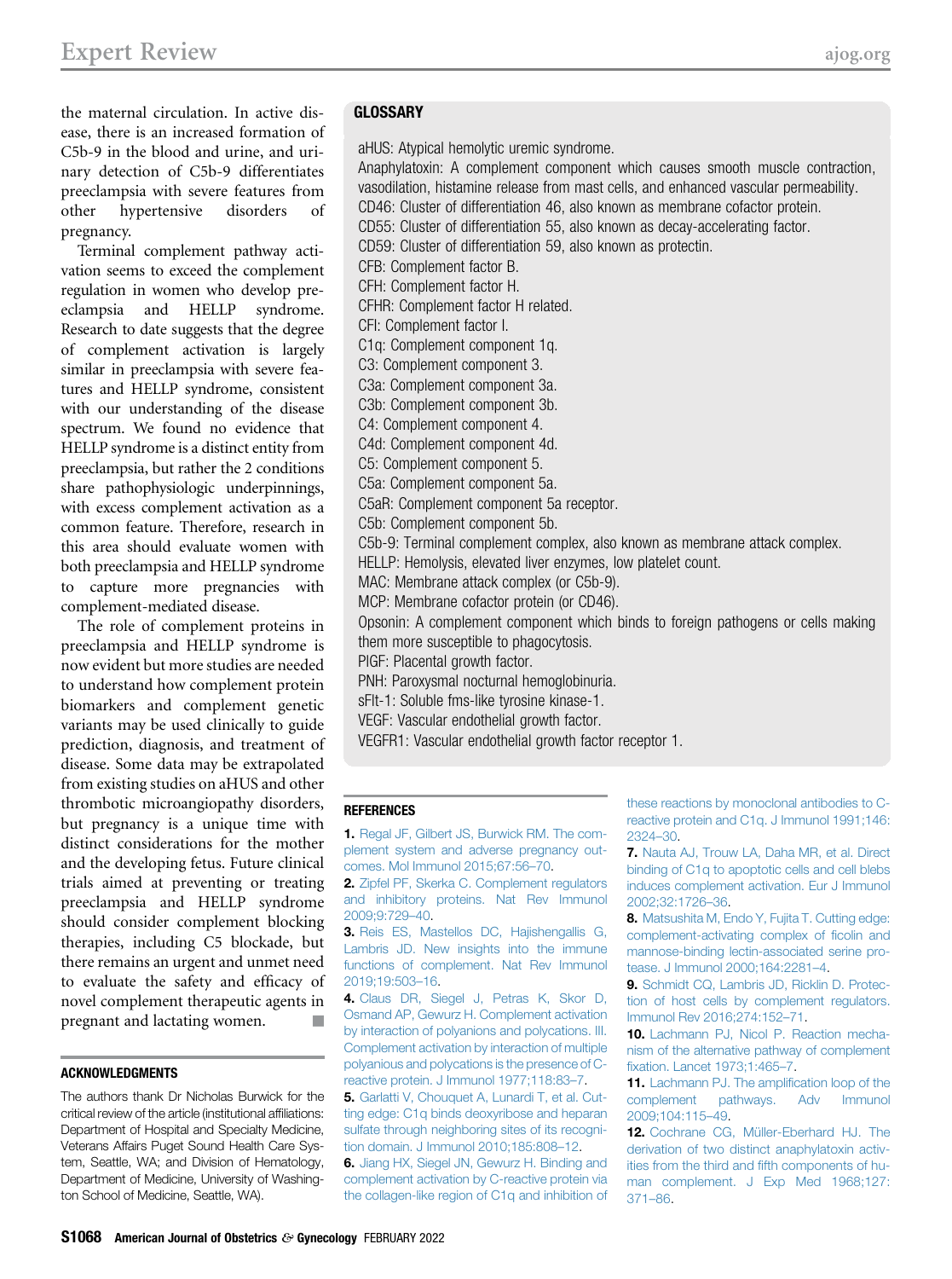the maternal circulation. In active disease, there is an increased formation of C5b-9 in the blood and urine, and urinary detection of C5b-9 differentiates preeclampsia with severe features from other hypertensive disorders of pregnancy.

Terminal complement pathway activation seems to exceed the complement regulation in women who develop preeclampsia and HELLP syndrome. Research to date suggests that the degree of complement activation is largely similar in preeclampsia with severe features and HELLP syndrome, consistent with our understanding of the disease spectrum. We found no evidence that HELLP syndrome is a distinct entity from preeclampsia, but rather the 2 conditions share pathophysiologic underpinnings, with excess complement activation as a common feature. Therefore, research in this area should evaluate women with both preeclampsia and HELLP syndrome to capture more pregnancies with complement-mediated disease.

The role of complement proteins in preeclampsia and HELLP syndrome is now evident but more studies are needed to understand how complement protein biomarkers and complement genetic variants may be used clinically to guide prediction, diagnosis, and treatment of disease. Some data may be extrapolated from existing studies on aHUS and other thrombotic microangiopathy disorders, but pregnancy is a unique time with distinct considerations for the mother and the developing fetus. Future clinical trials aimed at preventing or treating preeclampsia and HELLP syndrome should consider complement blocking therapies, including C5 blockade, but there remains an urgent and unmet need to evaluate the safety and efficacy of novel complement therapeutic agents in pregnant and lactating women. ■

## GLOSSARY

aHUS: Atypical hemolytic uremic syndrome.
Anaphylatoxin: A complement component which causes smooth muscle contraction, vasodilation, histamine release from mast cells, and enhanced vascular permeability.
CD46: Cluster of differentiation 46, also known as membrane cofactor protein.
CD55: Cluster of differentiation 55, also known as decay-accelerating factor.
CD59: Cluster of differentiation 59, also known as protectin.
CFB: Complement factor B.
CFH: Complement factor H.
CFHR: Complement factor H related.
CFI: Complement factor I.
C1q: Complement component 1q.
C3: Complement component 3.
C3a: Complement component 3a.
C3b: Complement component 3b.
C4: Complement component 4.
C4d: Complement component 4d.
C5: Complement component 5.
C5a: Complement component 5a.
C5aR: Complement component 5a receptor.
C5b: Complement component 5b.
C5b-9: Terminal complement complex, also known as membrane attack complex.
HELLP: Hemolysis, elevated liver enzymes, low platelet count.
MAC: Membrane attack complex (or C5b-9).
MCP: Membrane cofactor protein (or CD46).
Opsonin: A complement component which binds to foreign pathogens or cells making them more susceptible to phagocytosis.
PlGF: Placental growth factor.
PNH: Paroxysmal nocturnal hemoglobinuria.
sFlt-1: Soluble fms-like tyrosine kinase-1.
VEGF: Vascular endothelial growth factor.
VEGFR1: Vascular endothelial growth factor receptor 1.

## ACKNOWLEDGMENTS

The authors thank Dr Nicholas Burwick for the critical review of the article (institutional affiliations: Department of Hospital and Specialty Medicine, Veterans Affairs Puget Sound Health Care System, Seattle, WA; and Division of Hematology, Department of Medicine, University of Washington School of Medicine, Seattle, WA).

## REFERENCES

1. Regal JF, Gilbert JS, Burwick RM. The complement system and adverse pregnancy outcomes. Mol Immunol 2015;67:56–70.
2. Zipfel PF, Skerka C. Complement regulators and inhibitory proteins. Nat Rev Immunol 2009;9:729–40.
3. Reis ES, Mastellos DC, Hajishengallis G, Lambris JD. New insights into the immune functions of complement. Nat Rev Immunol 2019;19:503–16.
4. Claus DR, Siegel J, Petras K, Skor D, Osmand AP, Gewurz H. Complement activation by interaction of polyanions and polycations. III. Complement activation by interaction of multiple polyanious and polycations is the presence of C-reactive protein. J Immunol 1977;118:83–7.
5. Garlatti V, Chouquet A, Lunardi T, et al. Cutting edge: C1q binds deoxyribose and heparan sulfate through neighboring sites of its recognition domain. J Immunol 2010;185:808–12.
6. Jiang HX, Siegel JN, Gewurz H. Binding and complement activation by C-reactive protein via the collagen-like region of C1q and inhibition of these reactions by monoclonal antibodies to C-reactive protein and C1q. J Immunol 1991;146:2324–30.
7. Nauta AJ, Trouw LA, Daha MR, et al. Direct binding of C1q to apoptotic cells and cell blebs induces complement activation. Eur J Immunol 2002;32:1726–36.
8. Matsushita M, Endo Y, Fujita T. Cutting edge: complement-activating complex of ficolin and mannose-binding lectin-associated serine protease. J Immunol 2000;164:2281–4.
9. Schmidt CQ, Lambris JD, Ricklin D. Protection of host cells by complement regulators. Immunol Rev 2016;274:152–71.
10. Lachmann PJ, Nicol P. Reaction mechanism of the alternative pathway of complement fixation. Lancet 1973;1:465–7.
11. Lachmann PJ. The amplification loop of the complement pathways. Adv Immunol 2009;104:115–49.
12. Cochrane CG, Müller-Eberhard HJ. The derivation of two distinct anaphylatoxin activities from the third and fifth components of human complement. J Exp Med 1968;127:371–86.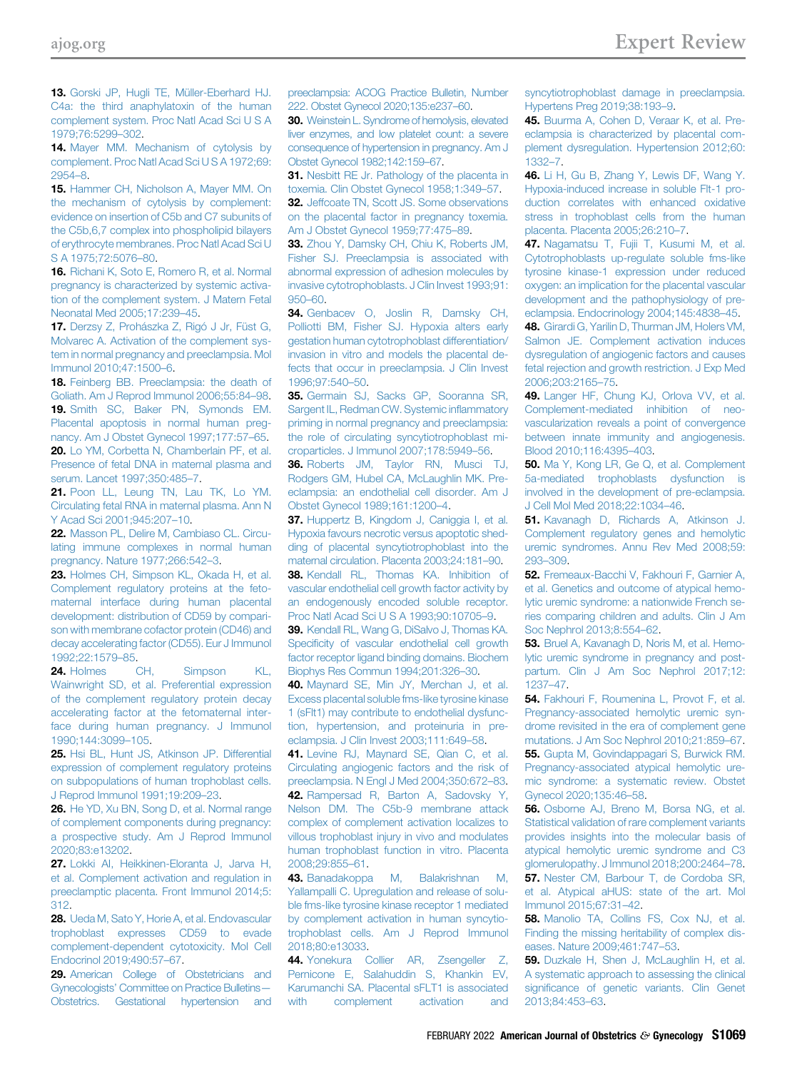13. Gorski JP, Hugli TE, Müller-Eberhard HJ. C4a: the third anaphylatoxin of the human complement system. Proc Natl Acad Sci U S A 1979;76:5299–302.

14. Mayer MM. Mechanism of cytolysis by complement. Proc Natl Acad Sci U S A 1972;69:2954–8.

15. Hammer CH, Nicholson A, Mayer MM. On the mechanism of cytolysis by complement: evidence on insertion of C5b and C7 subunits of the C5b,6,7 complex into phospholipid bilayers of erythrocyte membranes. Proc Natl Acad Sci U S A 1975;72:5076–80.

16. Richani K, Soto E, Romero R, et al. Normal pregnancy is characterized by systemic activation of the complement system. J Matern Fetal Neonatal Med 2005;17:239–45.

17. Derzsy Z, Prohászka Z, Rigó J Jr, Füst G, Molvarec A. Activation of the complement system in normal pregnancy and preeclampsia. Mol Immunol 2010;47:1500–6.

18. Feinberg BB. Preeclampsia: the death of Goliath. Am J Reprod Immunol 2006;55:84–98.

19. Smith SC, Baker PN, Symonds EM. Placental apoptosis in normal human pregnancy. Am J Obstet Gynecol 1997;177:57–65.

20. Lo YM, Corbetta N, Chamberlain PF, et al. Presence of fetal DNA in maternal plasma and serum. Lancet 1997;350:485–7.

21. Poon LL, Leung TN, Lau TK, Lo YM. Circulating fetal RNA in maternal plasma. Ann N Y Acad Sci 2001;945:207–10.

22. Masson PL, Delire M, Cambiaso CL. Circulating immune complexes in normal human pregnancy. Nature 1977;266:542–3.

23. Holmes CH, Simpson KL, Okada H, et al. Complement regulatory proteins at the feto-maternal interface during human placental development: distribution of CD59 by comparison with membrane cofactor protein (CD46) and decay accelerating factor (CD55). Eur J Immunol 1992;22:1579–85.

24. Holmes CH, Simpson KL, Wainwright SD, et al. Preferential expression of the complement regulatory protein decay accelerating factor at the fetomaternal interface during human pregnancy. J Immunol 1990;144:3099–105.

25. Hsi BL, Hunt JS, Atkinson JP. Differential expression of complement regulatory proteins on subpopulations of human trophoblast cells. J Reprod Immunol 1991;19:209–23.

26. He YD, Xu BN, Song D, et al. Normal range of complement components during pregnancy: a prospective study. Am J Reprod Immunol 2020;83:e13202.

27. Lokki AI, Heikkinen-Eloranta J, Jarva H, et al. Complement activation and regulation in preeclamptic placenta. Front Immunol 2014;5:312.

28. Ueda M, Sato Y, Horie A, et al. Endovascular trophoblast expresses CD59 to evade complement-dependent cytotoxicity. Mol Cell Endocrinol 2019;490:57–67.

29. American College of Obstetricians and Gynecologists' Committee on Practice Bulletins—Obstetrics. Gestational hypertension and preeclampsia: ACOG Practice Bulletin, Number 222. Obstet Gynecol 2020;135:e237–60.

30. Weinstein L. Syndrome of hemolysis, elevated liver enzymes, and low platelet count: a severe consequence of hypertension in pregnancy. Am J Obstet Gynecol 1982;142:159–67.

31. Nesbitt RE Jr. Pathology of the placenta in toxemia. Clin Obstet Gynecol 1958;1:349–57.

32. Jeffcoate TN, Scott JS. Some observations on the placental factor in pregnancy toxemia. Am J Obstet Gynecol 1959;77:475–89.

33. Zhou Y, Damsky CH, Chiu K, Roberts JM, Fisher SJ. Preeclampsia is associated with abnormal expression of adhesion molecules by invasive cytotrophoblasts. J Clin Invest 1993;91:950–60.

34. Genbacev O, Joslin R, Damsky CH, Polliotti BM, Fisher SJ. Hypoxia alters early gestation human cytotrophoblast differentiation/invasion in vitro and models the placental defects that occur in preeclampsia. J Clin Invest 1996;97:540–50.

35. Germain SJ, Sacks GP, Sooranna SR, Sargent IL, Redman CW. Systemic inflammatory priming in normal pregnancy and preeclampsia: the role of circulating syncytiotrophoblast microparticles. J Immunol 2007;178:5949–56.

36. Roberts JM, Taylor RN, Musci TJ, Rodgers GM, Hubel CA, McLaughlin MK. Preeclampsia: an endothelial cell disorder. Am J Obstet Gynecol 1989;161:1200–4.

37. Huppertz B, Kingdom J, Caniggia I, et al. Hypoxia favours necrotic versus apoptotic shedding of placental syncytiotrophoblast into the maternal circulation. Placenta 2003;24:181–90.

38. Kendall RL, Thomas KA. Inhibition of vascular endothelial cell growth factor activity by an endogenously encoded soluble receptor. Proc Natl Acad Sci U S A 1993;90:10705–9.

39. Kendall RL, Wang G, DiSalvo J, Thomas KA. Specificity of vascular endothelial cell growth factor receptor ligand binding domains. Biochem Biophys Res Commun 1994;201:326–30.

40. Maynard SE, Min JY, Merchan J, et al. Excess placental soluble fms-like tyrosine kinase 1 (sFlt1) may contribute to endothelial dysfunction, hypertension, and proteinuria in preeclampsia. J Clin Invest 2003;111:649–58.

41. Levine RJ, Maynard SE, Qian C, et al. Circulating angiogenic factors and the risk of preeclampsia. N Engl J Med 2004;350:672–83.

42. Rampersad R, Barton A, Sadovsky Y, Nelson DM. The C5b-9 membrane attack complex of complement activation localizes to villous trophoblast injury in vivo and modulates human trophoblast function in vitro. Placenta 2008;29:855–61.

43. Banadakoppa M, Balakrishnan M, Yallampalli C. Upregulation and release of soluble fms-like tyrosine kinase receptor 1 mediated by complement activation in human syncytiotrophoblast cells. Am J Reprod Immunol 2018;80:e13033.

44. Yonekura Collier AR, Zsengeller Z, Pernicone E, Salahuddin S, Khankin EV, Karumanchi SA. Placental sFLT1 is associated with complement activation and syncytiotrophoblast damage in preeclampsia. Hypertens Preg 2019;38:193–9.

45. Buurma A, Cohen D, Veraar K, et al. Preeclampsia is characterized by placental complement dysregulation. Hypertension 2012;60:1332–7.

46. Li H, Gu B, Zhang Y, Lewis DF, Wang Y. Hypoxia-induced increase in soluble Flt-1 production correlates with enhanced oxidative stress in trophoblast cells from the human placenta. Placenta 2005;26:210–7.

47. Nagamatsu T, Fujii T, Kusumi M, et al. Cytotrophoblasts up-regulate soluble fms-like tyrosine kinase-1 expression under reduced oxygen: an implication for the placental vascular development and the pathophysiology of preeclampsia. Endocrinology 2004;145:4838–45.

48. Girardi G, Yarilin D, Thurman JM, Holers VM, Salmon JE. Complement activation induces dysregulation of angiogenic factors and causes fetal rejection and growth restriction. J Exp Med 2006;203:2165–75.

49. Langer HF, Chung KJ, Orlova VV, et al. Complement-mediated inhibition of neovascularization reveals a point of convergence between innate immunity and angiogenesis. Blood 2010;116:4395–403.

50. Ma Y, Kong LR, Ge Q, et al. Complement 5a-mediated trophoblasts dysfunction is involved in the development of pre-eclampsia. J Cell Mol Med 2018;22:1034–46.

51. Kavanagh D, Richards A, Atkinson J. Complement regulatory genes and hemolytic uremic syndromes. Annu Rev Med 2008;59:293–309.

52. Fremeaux-Bacchi V, Fakhouri F, Garnier A, et al. Genetics and outcome of atypical hemolytic uremic syndrome: a nationwide French series comparing children and adults. Clin J Am Soc Nephrol 2013;8:554–62.

53. Bruel A, Kavanagh D, Noris M, et al. Hemolytic uremic syndrome in pregnancy and postpartum. Clin J Am Soc Nephrol 2017;12:1237–47.

54. Fakhouri F, Roumenina L, Provot F, et al. Pregnancy-associated hemolytic uremic syndrome revisited in the era of complement gene mutations. J Am Soc Nephrol 2010;21:859–67.

55. Gupta M, Govindappagari S, Burwick RM. Pregnancy-associated atypical hemolytic uremic syndrome: a systematic review. Obstet Gynecol 2020;135:46–58.

56. Osborne AJ, Breno M, Borsa NG, et al. Statistical validation of rare complement variants provides insights into the molecular basis of atypical hemolytic uremic syndrome and C3 glomerulopathy. J Immunol 2018;200:2464–78.

57. Nester CM, Barbour T, de Cordoba SR, et al. Atypical aHUS: state of the art. Mol Immunol 2015;67:31–42.

58. Manolio TA, Collins FS, Cox NJ, et al. Finding the missing heritability of complex diseases. Nature 2009;461:747–53.

59. Duzkale H, Shen J, McLaughlin H, et al. A systematic approach to assessing the clinical significance of genetic variants. Clin Genet 2013;84:453–63.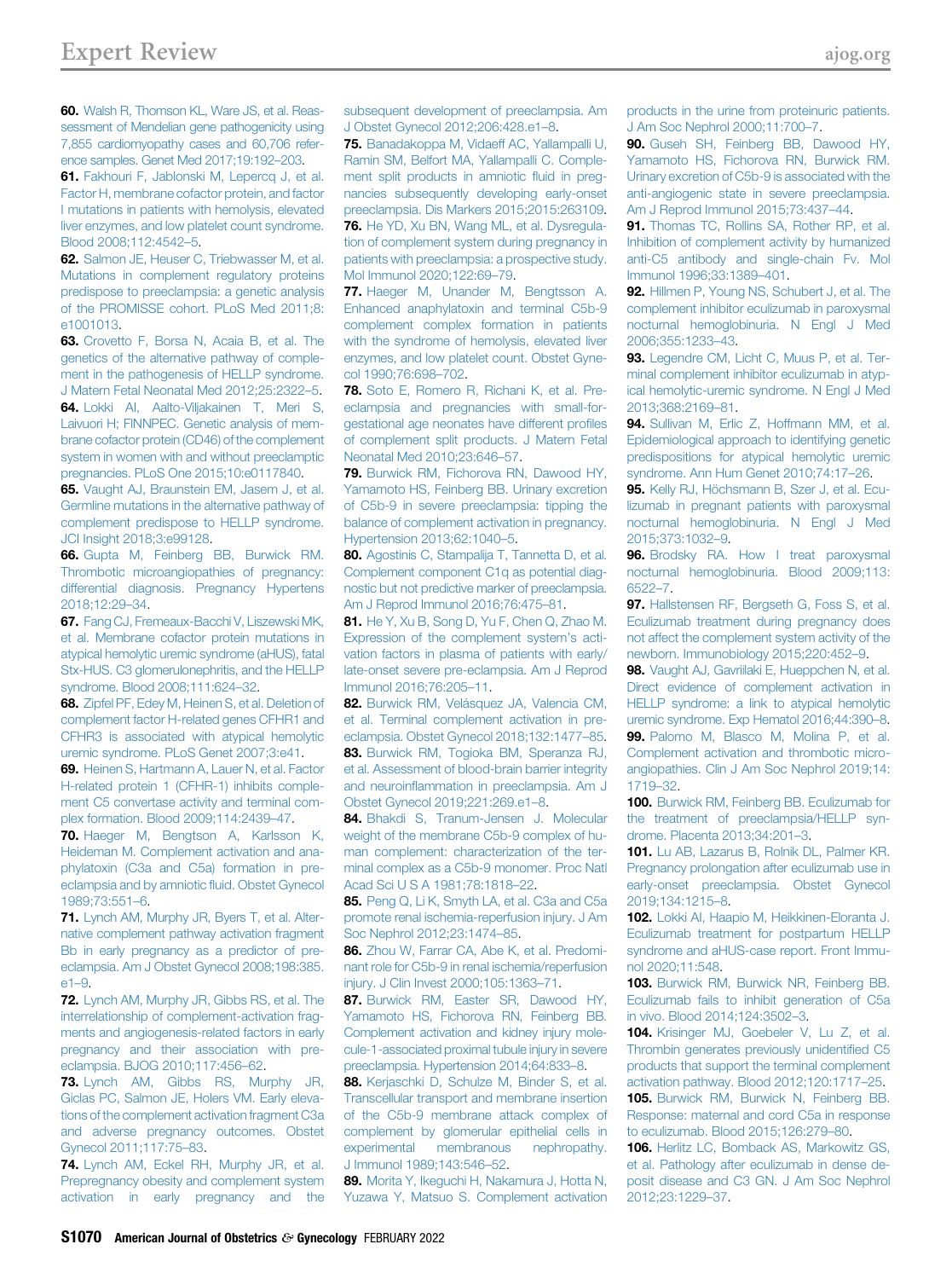60. Walsh R, Thomson KL, Ware JS, et al. Reassessment of Mendelian gene pathogenicity using 7,855 cardiomyopathy cases and 60,706 reference samples. Genet Med 2017;19:192–203.

61. Fakhouri F, Jablonski M, Lepercq J, et al. Factor H, membrane cofactor protein, and factor I mutations in patients with hemolysis, elevated liver enzymes, and low platelet count syndrome. Blood 2008;112:4542–5.

62. Salmon JE, Heuser C, Triebwasser M, et al. Mutations in complement regulatory proteins predispose to preeclampsia: a genetic analysis of the PROMISSE cohort. PLoS Med 2011;8:e1001013.

63. Crovetto F, Borsa N, Acaia B, et al. The genetics of the alternative pathway of complement in the pathogenesis of HELLP syndrome. J Matern Fetal Neonatal Med 2012;25:2322–5.

64. Lokki AI, Aalto-Viljakainen T, Meri S, Laivuori H; FINNPEC. Genetic analysis of membrane cofactor protein (CD46) of the complement system in women with and without preeclamptic pregnancies. PLoS One 2015;10:e0117840.

65. Vaught AJ, Braunstein EM, Jasem J, et al. Germline mutations in the alternative pathway of complement predispose to HELLP syndrome. JCI Insight 2018;3:e99128.

66. Gupta M, Feinberg BB, Burwick RM. Thrombotic microangiopathies of pregnancy: differential diagnosis. Pregnancy Hypertens 2018;12:29–34.

67. Fang CJ, Fremeaux-Bacchi V, Liszewski MK, et al. Membrane cofactor protein mutations in atypical hemolytic uremic syndrome (aHUS), fatal Stx-HUS, C3 glomerulonephritis, and the HELLP syndrome. Blood 2008;111:624–32.

68. Zipfel PF, Edey M, Heinen S, et al. Deletion of complement factor H-related genes CFHR1 and CFHR3 is associated with atypical hemolytic uremic syndrome. PLoS Genet 2007;3:e41.

69. Heinen S, Hartmann A, Lauer N, et al. Factor H-related protein 1 (CFHR-1) inhibits complement C5 convertase activity and terminal complex formation. Blood 2009;114:2439–47.

70. Haeger M, Bengtson A, Karlsson K, Heideman M. Complement activation and anaphylatoxin (C3a and C5a) formation in preeclampsia and by amniotic fluid. Obstet Gynecol 1989;73:551–6.

71. Lynch AM, Murphy JR, Byers T, et al. Alternative complement pathway activation fragment Bb in early pregnancy as a predictor of preeclampsia. Am J Obstet Gynecol 2008;198:385.e1–9.

72. Lynch AM, Murphy JR, Gibbs RS, et al. The interrelationship of complement-activation fragments and angiogenesis-related factors in early pregnancy and their association with preeclampsia. BJOG 2010;117:456–62.

73. Lynch AM, Gibbs RS, Murphy JR, Giclas PC, Salmon JE, Holers VM. Early elevations of the complement activation fragment C3a and adverse pregnancy outcomes. Obstet Gynecol 2011;117:75–83.

74. Lynch AM, Eckel RH, Murphy JR, et al. Prepregnancy obesity and complement system activation in early pregnancy and the subsequent development of preeclampsia. Am J Obstet Gynecol 2012;206:428.e1–8.

75. Banadakoppa M, Vidaeff AC, Yallampalli U, Ramin SM, Belfort MA, Yallampalli C. Complement split products in amniotic fluid in pregnancies subsequently developing early-onset preeclampsia. Dis Markers 2015;2015:263109.

76. He YD, Xu BN, Wang ML, et al. Dysregulation of complement system during pregnancy in patients with preeclampsia: a prospective study. Mol Immunol 2020;122:69–79.

77. Haeger M, Unander M, Bengtsson A. Enhanced anaphylatoxin and terminal C5b-9 complement complex formation in patients with the syndrome of hemolysis, elevated liver enzymes, and low platelet count. Obstet Gynecol 1990;76:698–702.

78. Soto E, Romero R, Richani K, et al. Preeclampsia and pregnancies with small-for-gestational age neonates have different profiles of complement split products. J Matern Fetal Neonatal Med 2010;23:646–57.

79. Burwick RM, Fichorova RN, Dawood HY, Yamamoto HS, Feinberg BB. Urinary excretion of C5b-9 in severe preeclampsia: tipping the balance of complement activation in pregnancy. Hypertension 2013;62:1040–5.

80. Agostinis C, Stampalija T, Tannetta D, et al. Complement component C1q as potential diagnostic but not predictive marker of preeclampsia. Am J Reprod Immunol 2016;76:475–81.

81. He Y, Xu B, Song D, Yu F, Chen Q, Zhao M. Expression of the complement system's activation factors in plasma of patients with early/late-onset severe pre-eclampsia. Am J Reprod Immunol 2016;76:205–11.

82. Burwick RM, Velásquez JA, Valencia CM, et al. Terminal complement activation in preeclampsia. Obstet Gynecol 2018;132:1477–85.

83. Burwick RM, Togioka BM, Speranza RJ, et al. Assessment of blood-brain barrier integrity and neuroinflammation in preeclampsia. Am J Obstet Gynecol 2019;221:269.e1–8.

84. Bhakdi S, Tranum-Jensen J. Molecular weight of the membrane C5b-9 complex of human complement: characterization of the terminal complex as a C5b-9 monomer. Proc Natl Acad Sci U S A 1981;78:1818–22.

85. Peng Q, Li K, Smyth LA, et al. C3a and C5a promote renal ischemia-reperfusion injury. J Am Soc Nephrol 2012;23:1474–85.

86. Zhou W, Farrar CA, Abe K, et al. Predominant role for C5b-9 in renal ischemia/reperfusion injury. J Clin Invest 2000;105:1363–71.

87. Burwick RM, Easter SR, Dawood HY, Yamamoto HS, Fichorova RN, Feinberg BB. Complement activation and kidney injury molecule-1-associated proximal tubule injury in severe preeclampsia. Hypertension 2014;64:833–8.

88. Kerjaschki D, Schulze M, Binder S, et al. Transcellular transport and membrane insertion of the C5b-9 membrane attack complex of complement by glomerular epithelial cells in experimental membranous nephropathy. J Immunol 1989;143:546–52.

89. Morita Y, Ikeguchi H, Nakamura J, Hotta N, Yuzawa Y, Matsuo S. Complement activation products in the urine from proteinuric patients. J Am Soc Nephrol 2000;11:700–7.

90. Guseh SH, Feinberg BB, Dawood HY, Yamamoto HS, Fichorova RN, Burwick RM. Urinary excretion of C5b-9 is associated with the anti-angiogenic state in severe preeclampsia. Am J Reprod Immunol 2015;73:437–44.

91. Thomas TC, Rollins SA, Rother RP, et al. Inhibition of complement activity by humanized anti-C5 antibody and single-chain Fv. Mol Immunol 1996;33:1389–401.

92. Hillmen P, Young NS, Schubert J, et al. The complement inhibitor eculizumab in paroxysmal nocturnal hemoglobinuria. N Engl J Med 2006;355:1233–43.

93. Legendre CM, Licht C, Muus P, et al. Terminal complement inhibitor eculizumab in atypical hemolytic-uremic syndrome. N Engl J Med 2013;368:2169–81.

94. Sullivan M, Erlic Z, Hoffmann MM, et al. Epidemiological approach to identifying genetic predispositions for atypical hemolytic uremic syndrome. Ann Hum Genet 2010;74:17–26.

95. Kelly RJ, Höchsmann B, Szer J, et al. Eculizumab in pregnant patients with paroxysmal nocturnal hemoglobinuria. N Engl J Med 2015;373:1032–9.

96. Brodsky RA. How I treat paroxysmal nocturnal hemoglobinuria. Blood 2009;113:6522–7.

97. Hallstensen RF, Bergseth G, Foss S, et al. Eculizumab treatment during pregnancy does not affect the complement system activity of the newborn. Immunobiology 2015;220:452–9.

98. Vaught AJ, Gavriilaki E, Hueppchen N, et al. Direct evidence of complement activation in HELLP syndrome: a link to atypical hemolytic uremic syndrome. Exp Hematol 2016;44:390–8.

99. Palomo M, Blasco M, Molina P, et al. Complement activation and thrombotic microangiopathies. Clin J Am Soc Nephrol 2019;14:1719–32.

100. Burwick RM, Feinberg BB. Eculizumab for the treatment of preeclampsia/HELLP syndrome. Placenta 2013;34:201–3.

101. Lu AB, Lazarus B, Rolnik DL, Palmer KR. Pregnancy prolongation after eculizumab use in early-onset preeclampsia. Obstet Gynecol 2019;134:1215–8.

102. Lokki AI, Haapio M, Heikkinen-Eloranta J. Eculizumab treatment for postpartum HELLP syndrome and aHUS-case report. Front Immunol 2020;11:548.

103. Burwick RM, Burwick NR, Feinberg BB. Eculizumab fails to inhibit generation of C5a in vivo. Blood 2014;124:3502–3.

104. Krisinger MJ, Goebeler V, Lu Z, et al. Thrombin generates previously unidentified C5 products that support the terminal complement activation pathway. Blood 2012;120:1717–25.

105. Burwick RM, Burwick N, Feinberg BB. Response: maternal and cord C5a in response to eculizumab. Blood 2015;126:279–80.

106. Herlitz LC, Bomback AS, Markowitz GS, et al. Pathology after eculizumab in dense deposit disease and C3 GN. J Am Soc Nephrol 2012;23:1229–37.